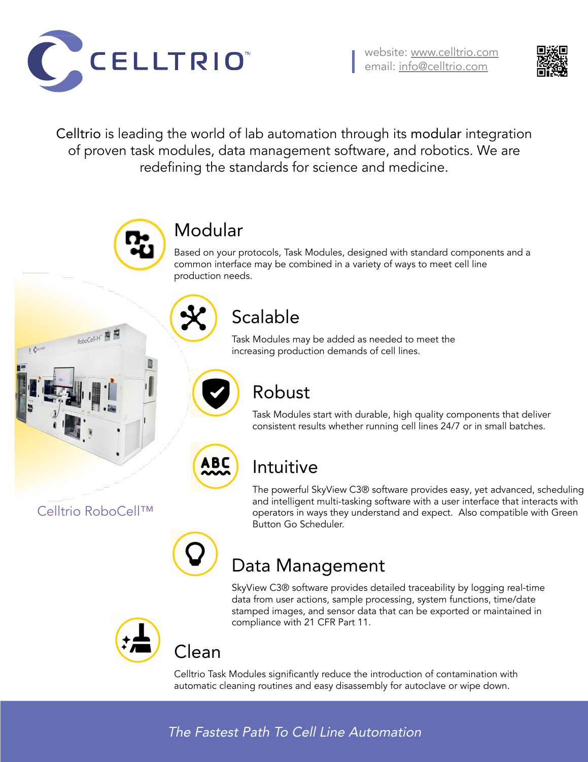# CELLTRIO™

website: www.celltrio.com
email: info@celltrio.com

Celltrio is leading the world of lab automation through its modular integration of proven task modules, data management software, and robotics. We are redefining the standards for science and medicine.

## Modular

Based on your protocols, Task Modules, designed with standard components and a common interface may be combined in a variety of ways to meet cell line production needs.

## Scalable

Task Modules may be added as needed to meet the increasing production demands of cell lines.

## Robust

Task Modules start with durable, high quality components that deliver consistent results whether running cell lines 24/7 or in small batches.

## Intuitive

The powerful SkyView C3® software provides easy, yet advanced, scheduling and intelligent multi-tasking software with a user interface that interacts with operators in ways they understand and expect. Also compatible with Green Button Go Scheduler.

Celltrio RoboCell™

## Data Management

SkyView C3® software provides detailed traceability by logging real-time data from user actions, sample processing, system functions, time/date stamped images, and sensor data that can be exported or maintained in compliance with 21 CFR Part 11.

## Clean

Celltrio Task Modules significantly reduce the introduction of contamination with automatic cleaning routines and easy disassembly for autoclave or wipe down.

*The Fastest Path To Cell Line Automation*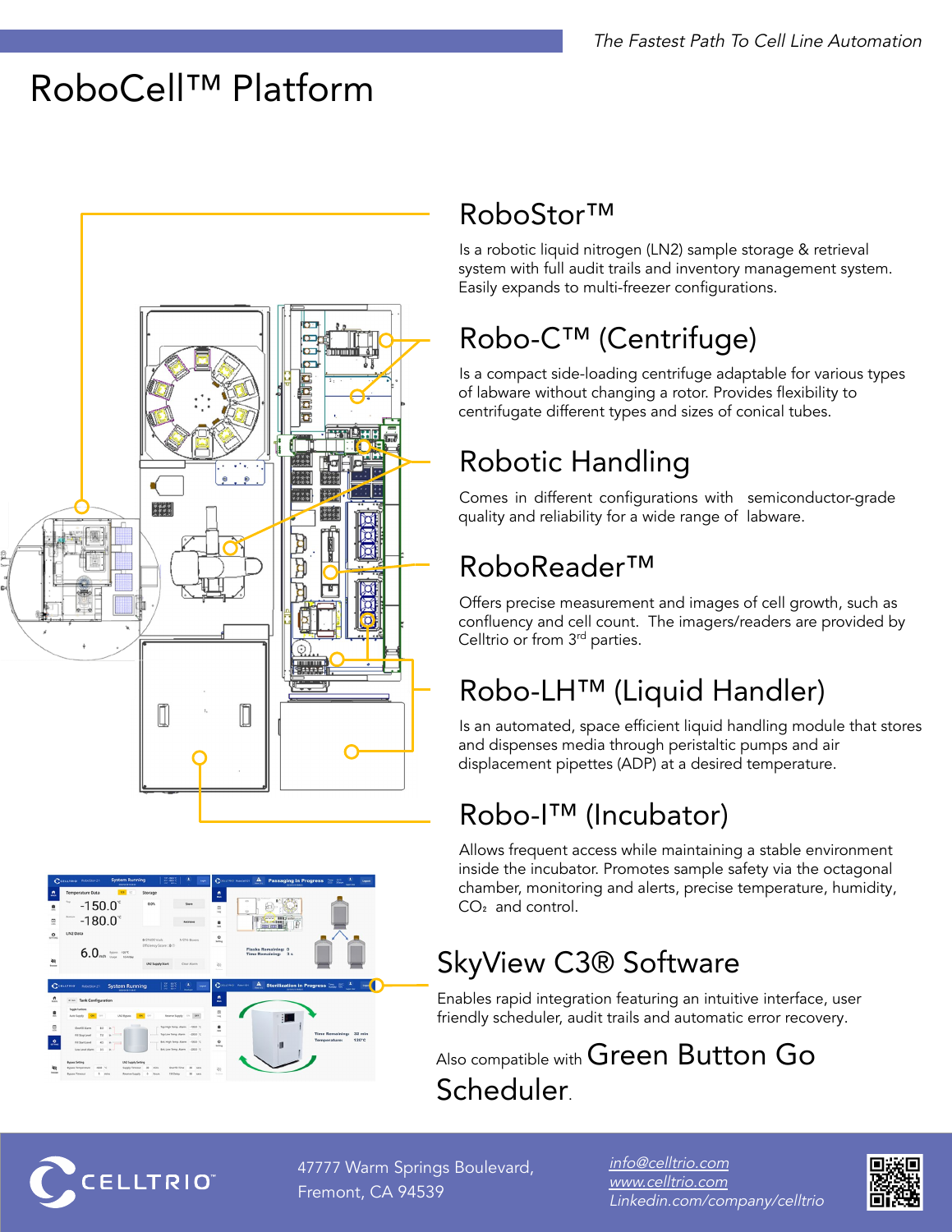*The Fastest Path To Cell Line Automation*

# RoboCell™ Platform

## RoboStor™

Is a robotic liquid nitrogen (LN2) sample storage & retrieval system with full audit trails and inventory management system. Easily expands to multi-freezer configurations.

## Robo-C™ (Centrifuge)

Is a compact side-loading centrifuge adaptable for various types of labware without changing a rotor. Provides flexibility to centrifugate different types and sizes of conical tubes.

## Robotic Handling

Comes in different configurations with semiconductor-grade quality and reliability for a wide range of labware.

## RoboReader™

Offers precise measurement and images of cell growth, such as confluency and cell count. The imagers/readers are provided by Celltrio or from 3rd parties.

## Robo-LH™ (Liquid Handler)

Is an automated, space efficient liquid handling module that stores and dispenses media through peristaltic pumps and air displacement pipettes (ADP) at a desired temperature.

## Robo-I™ (Incubator)

Allows frequent access while maintaining a stable environment inside the incubator. Promotes sample safety via the octagonal chamber, monitoring and alerts, precise temperature, humidity, $CO_2$ and control.

## SkyView C3® Software

Enables rapid integration featuring an intuitive interface, user friendly scheduler, audit trails and automatic error recovery.

Also compatible with **Green Button Go Scheduler**.

CELLTRIO™

47777 Warm Springs Boulevard,
Fremont, CA 94539

info@celltrio.com
www.celltrio.com
Linkedin.com/company/celltrio